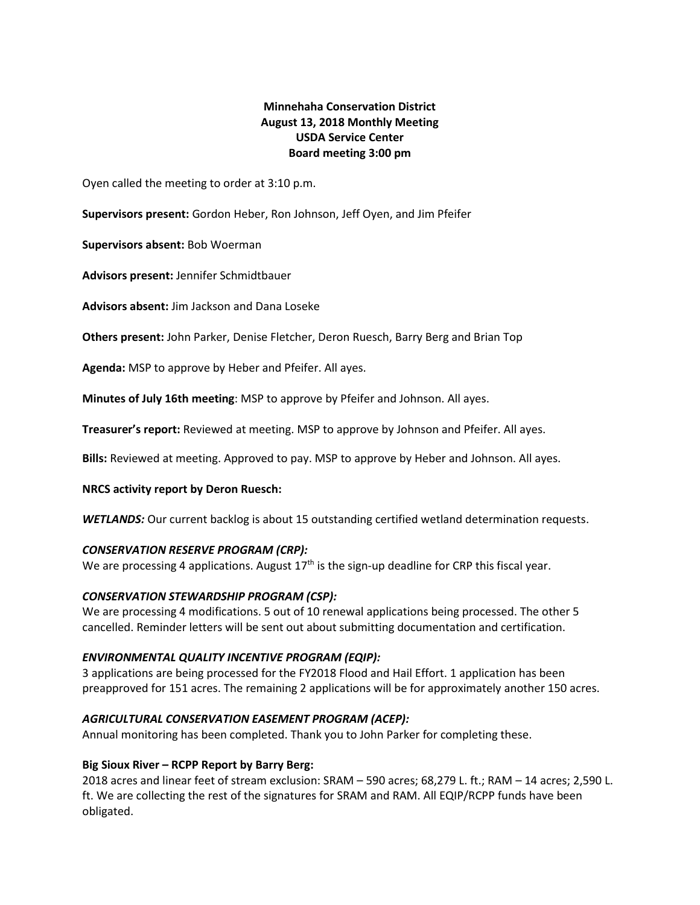# Minnehaha Conservation District
## August 13, 2018 Monthly Meeting
## USDA Service Center
## Board meeting 3:00 pm

Oyen called the meeting to order at 3:10 p.m.

**Supervisors present:** Gordon Heber, Ron Johnson, Jeff Oyen, and Jim Pfeifer

**Supervisors absent:** Bob Woerman

**Advisors present:** Jennifer Schmidtbauer

**Advisors absent:** Jim Jackson and Dana Loseke

**Others present:** John Parker, Denise Fletcher, Deron Ruesch, Barry Berg and Brian Top

**Agenda:** MSP to approve by Heber and Pfeifer. All ayes.

**Minutes of July 16th meeting**: MSP to approve by Pfeifer and Johnson. All ayes.

**Treasurer's report:** Reviewed at meeting. MSP to approve by Johnson and Pfeifer. All ayes.

**Bills:** Reviewed at meeting. Approved to pay. MSP to approve by Heber and Johnson. All ayes.

**NRCS activity report by Deron Ruesch:**

***WETLANDS:*** Our current backlog is about 15 outstanding certified wetland determination requests.

***CONSERVATION RESERVE PROGRAM (CRP):***
We are processing 4 applications. August 17th is the sign-up deadline for CRP this fiscal year.

***CONSERVATION STEWARDSHIP PROGRAM (CSP):***
We are processing 4 modifications. 5 out of 10 renewal applications being processed. The other 5 cancelled. Reminder letters will be sent out about submitting documentation and certification.

***ENVIRONMENTAL QUALITY INCENTIVE PROGRAM (EQIP):***
3 applications are being processed for the FY2018 Flood and Hail Effort. 1 application has been preapproved for 151 acres. The remaining 2 applications will be for approximately another 150 acres.

***AGRICULTURAL CONSERVATION EASEMENT PROGRAM (ACEP):***
Annual monitoring has been completed. Thank you to John Parker for completing these.

**Big Sioux River – RCPP Report by Barry Berg:**
2018 acres and linear feet of stream exclusion: SRAM – 590 acres; 68,279 L. ft.; RAM – 14 acres; 2,590 L. ft. We are collecting the rest of the signatures for SRAM and RAM. All EQIP/RCPP funds have been obligated.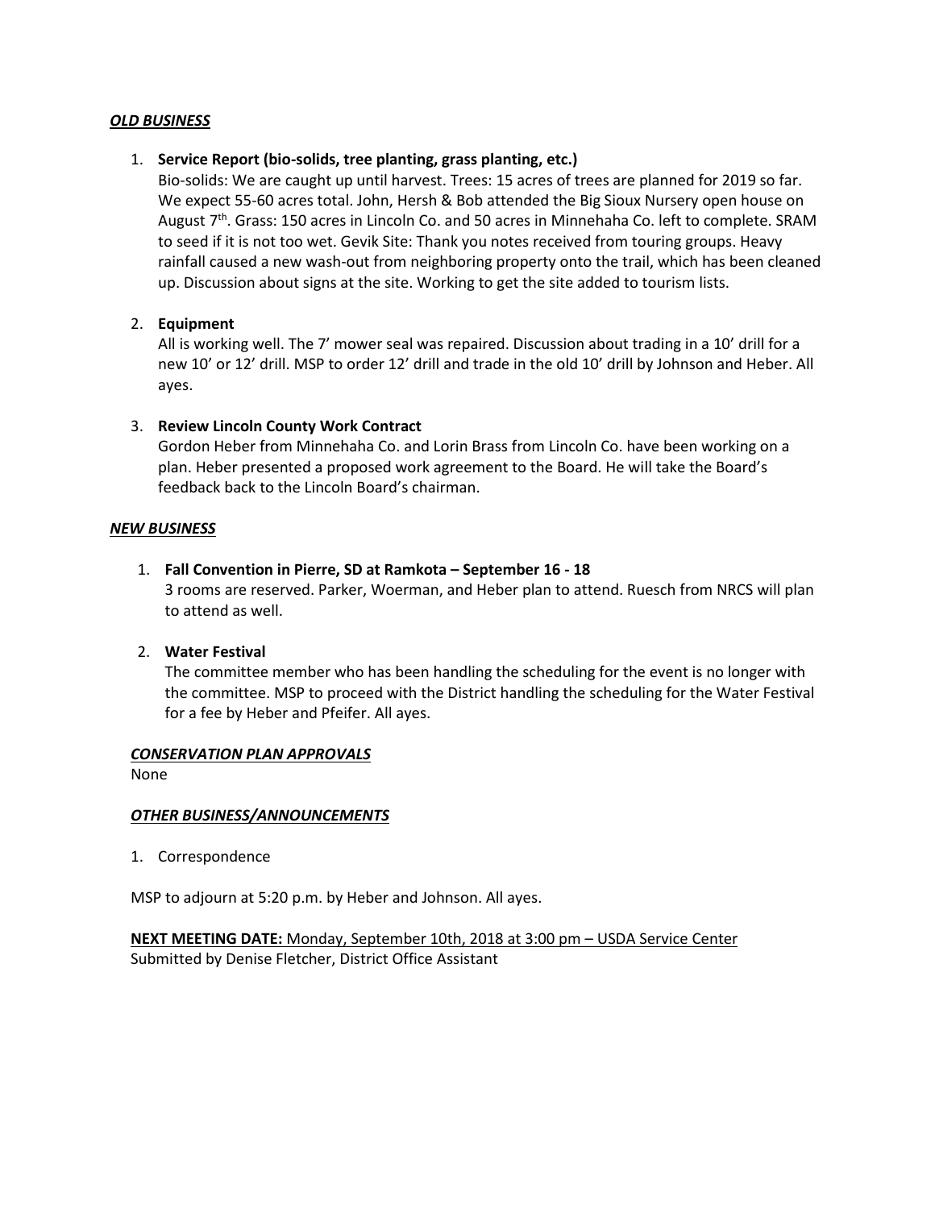***OLD BUSINESS***

1. **Service Report (bio-solids, tree planting, grass planting, etc.)**
   Bio-solids: We are caught up until harvest. Trees: 15 acres of trees are planned for 2019 so far. We expect 55-60 acres total. John, Hersh & Bob attended the Big Sioux Nursery open house on August 7th. Grass: 150 acres in Lincoln Co. and 50 acres in Minnehaha Co. left to complete. SRAM to seed if it is not too wet. Gevik Site: Thank you notes received from touring groups. Heavy rainfall caused a new wash-out from neighboring property onto the trail, which has been cleaned up. Discussion about signs at the site. Working to get the site added to tourism lists.

2. **Equipment**
   All is working well. The 7' mower seal was repaired. Discussion about trading in a 10' drill for a new 10' or 12' drill. MSP to order 12' drill and trade in the old 10' drill by Johnson and Heber. All ayes.

3. **Review Lincoln County Work Contract**
   Gordon Heber from Minnehaha Co. and Lorin Brass from Lincoln Co. have been working on a plan. Heber presented a proposed work agreement to the Board. He will take the Board's feedback back to the Lincoln Board's chairman.

***NEW BUSINESS***

1. **Fall Convention in Pierre, SD at Ramkota – September 16 - 18**
   3 rooms are reserved. Parker, Woerman, and Heber plan to attend. Ruesch from NRCS will plan to attend as well.

2. **Water Festival**
   The committee member who has been handling the scheduling for the event is no longer with the committee. MSP to proceed with the District handling the scheduling for the Water Festival for a fee by Heber and Pfeifer. All ayes.

***CONSERVATION PLAN APPROVALS***

None

***OTHER BUSINESS/ANNOUNCEMENTS***

1. Correspondence

MSP to adjourn at 5:20 p.m. by Heber and Johnson. All ayes.

**NEXT MEETING DATE:** Monday, September 10th, 2018 at 3:00 pm – USDA Service Center

Submitted by Denise Fletcher, District Office Assistant